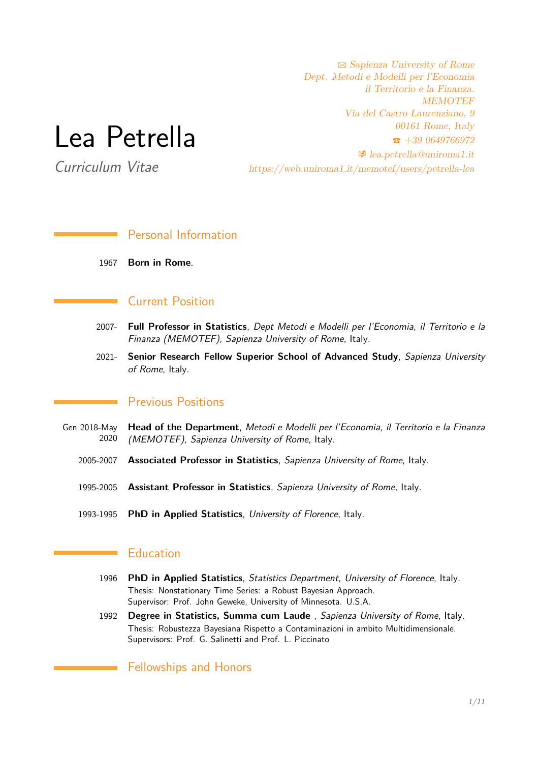# Lea Petrella

*Curriculum Vitae*

✉ *Sapienza University of Rome*
*Dept. Metodi e Modelli per l'Economia*
*il Territorio e la Finanza.*
*MEMOTEF*
*Via del Castro Laurenziano, 9*
*00161 Rome, Italy*
☎ *+39 0649766972*
✉ *lea.petrella@uniroma1.it*
*https://web.uniroma1.it/memotef/users/petrella-lea*

## Personal Information

1967 **Born in Rome**.

## Current Position

2007- **Full Professor in Statistics**, *Dept Metodi e Modelli per l'Economia, il Territorio e la Finanza (MEMOTEF), Sapienza University of Rome*, Italy.

2021- **Senior Research Fellow Superior School of Advanced Study**, *Sapienza University of Rome*, Italy.

## Previous Positions

Gen 2018-May 2020 **Head of the Department**, *Metodi e Modelli per l'Economia, il Territorio e la Finanza (MEMOTEF), Sapienza University of Rome*, Italy.

2005-2007 **Associated Professor in Statistics**, *Sapienza University of Rome*, Italy.

1995-2005 **Assistant Professor in Statistics**, *Sapienza University of Rome*, Italy.

1993-1995 **PhD in Applied Statistics**, *University of Florence*, Italy.

## Education

1996 **PhD in Applied Statistics**, *Statistics Department, University of Florence*, Italy.
Thesis: Nonstationary Time Series: a Robust Bayesian Approach.
Supervisor: Prof. John Geweke, University of Minnesota. U.S.A.

1992 **Degree in Statistics, Summa cum Laude** , *Sapienza University of Rome*, Italy.
Thesis: Robustezza Bayesiana Rispetto a Contaminazioni in ambito Multidimensionale.
Supervisors: Prof. G. Salinetti and Prof. L. Piccinato

## Fellowships and Honors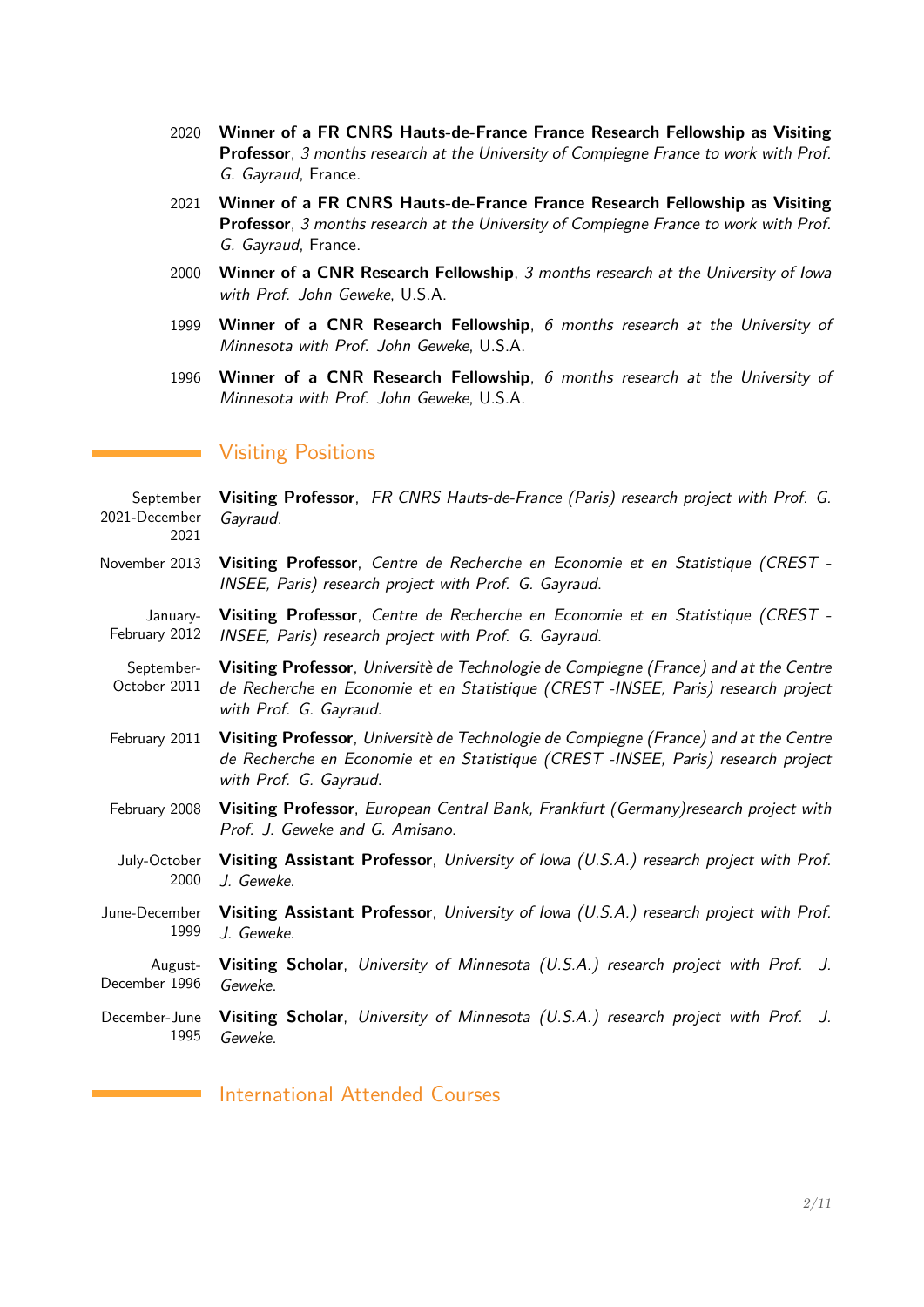- 2020 **Winner of a FR CNRS Hauts-de-France France Research Fellowship as Visiting Professor**, *3 months research at the University of Compiegne France to work with Prof. G. Gayraud*, France.
- 2021 **Winner of a FR CNRS Hauts-de-France France Research Fellowship as Visiting Professor**, *3 months research at the University of Compiegne France to work with Prof. G. Gayraud*, France.
- 2000 **Winner of a CNR Research Fellowship**, *3 months research at the University of Iowa with Prof. John Geweke*, U.S.A.
- 1999 **Winner of a CNR Research Fellowship**, *6 months research at the University of Minnesota with Prof. John Geweke*, U.S.A.
- 1996 **Winner of a CNR Research Fellowship**, *6 months research at the University of Minnesota with Prof. John Geweke*, U.S.A.

## Visiting Positions

- September 2021-December 2021 **Visiting Professor**, *FR CNRS Hauts-de-France (Paris) research project with Prof. G. Gayraud.*
- November 2013 **Visiting Professor**, *Centre de Recherche en Economie et en Statistique (CREST - INSEE, Paris) research project with Prof. G. Gayraud.*
- January-February 2012 **Visiting Professor**, *Centre de Recherche en Economie et en Statistique (CREST - INSEE, Paris) research project with Prof. G. Gayraud.*
- September-October 2011 **Visiting Professor**, *Universitè de Technologie de Compiegne (France) and at the Centre de Recherche en Economie et en Statistique (CREST -INSEE, Paris) research project with Prof. G. Gayraud.*
- February 2011 **Visiting Professor**, *Universitè de Technologie de Compiegne (France) and at the Centre de Recherche en Economie et en Statistique (CREST -INSEE, Paris) research project with Prof. G. Gayraud.*
- February 2008 **Visiting Professor**, *European Central Bank, Frankfurt (Germany)research project with Prof. J. Geweke and G. Amisano.*
- July-October 2000 **Visiting Assistant Professor**, *University of Iowa (U.S.A.) research project with Prof. J. Geweke.*
- June-December 1999 **Visiting Assistant Professor**, *University of Iowa (U.S.A.) research project with Prof. J. Geweke.*
- August-December 1996 **Visiting Scholar**, *University of Minnesota (U.S.A.) research project with Prof. J. Geweke.*
- December-June 1995 **Visiting Scholar**, *University of Minnesota (U.S.A.) research project with Prof. J. Geweke.*

## International Attended Courses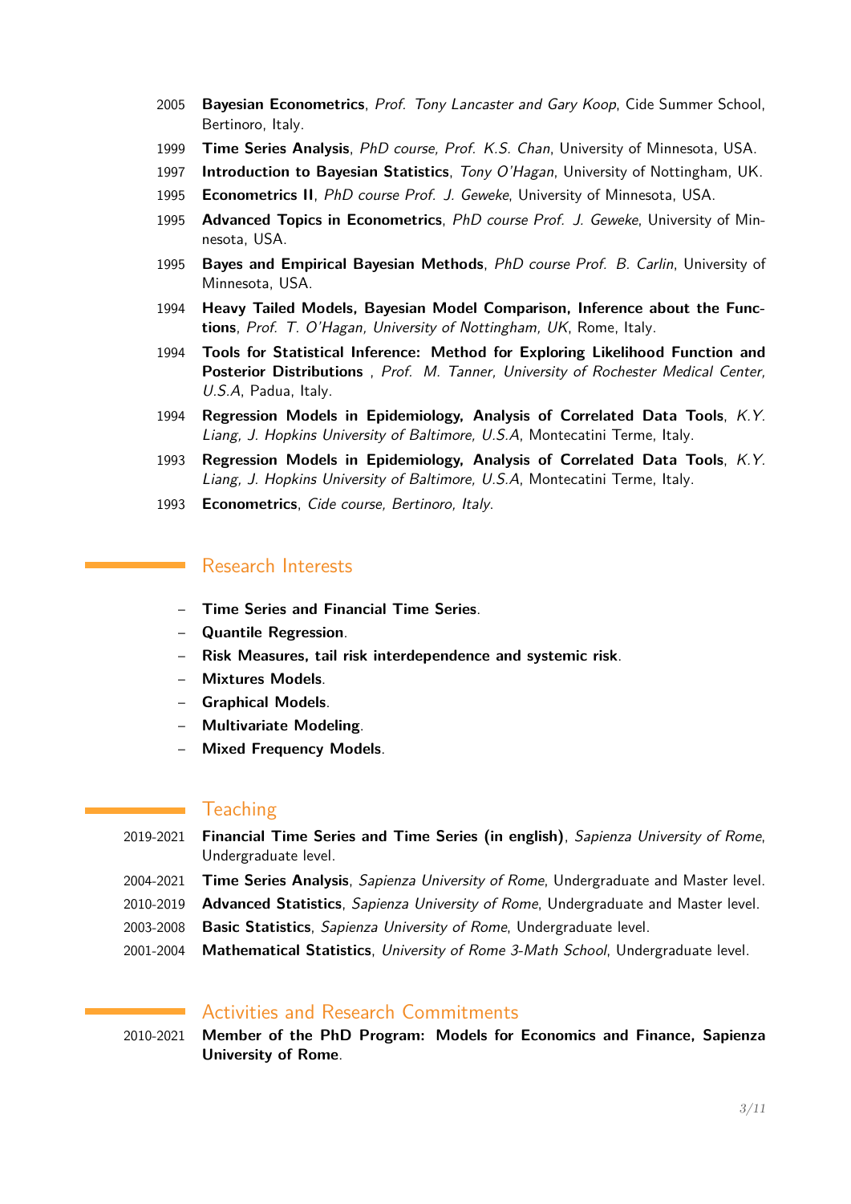2005 **Bayesian Econometrics**, *Prof. Tony Lancaster and Gary Koop*, Cide Summer School, Bertinoro, Italy.

1999 **Time Series Analysis**, *PhD course, Prof. K.S. Chan*, University of Minnesota, USA.

1997 **Introduction to Bayesian Statistics**, *Tony O'Hagan*, University of Nottingham, UK.

1995 **Econometrics II**, *PhD course Prof. J. Geweke*, University of Minnesota, USA.

1995 **Advanced Topics in Econometrics**, *PhD course Prof. J. Geweke*, University of Minnesota, USA.

1995 **Bayes and Empirical Bayesian Methods**, *PhD course Prof. B. Carlin*, University of Minnesota, USA.

1994 **Heavy Tailed Models, Bayesian Model Comparison, Inference about the Functions**, *Prof. T. O'Hagan, University of Nottingham, UK*, Rome, Italy.

1994 **Tools for Statistical Inference: Method for Exploring Likelihood Function and Posterior Distributions** , *Prof. M. Tanner, University of Rochester Medical Center, U.S.A*, Padua, Italy.

1994 **Regression Models in Epidemiology, Analysis of Correlated Data Tools**, *K.Y. Liang, J. Hopkins University of Baltimore, U.S.A*, Montecatini Terme, Italy.

1993 **Regression Models in Epidemiology, Analysis of Correlated Data Tools**, *K.Y. Liang, J. Hopkins University of Baltimore, U.S.A*, Montecatini Terme, Italy.

1993 **Econometrics**, *Cide course, Bertinoro, Italy.*

## Research Interests

- **Time Series and Financial Time Series**.
- **Quantile Regression**.
- **Risk Measures, tail risk interdependence and systemic risk**.
- **Mixtures Models**.
- **Graphical Models**.
- **Multivariate Modeling**.
- **Mixed Frequency Models**.

## Teaching

2019-2021 **Financial Time Series and Time Series (in english)**, *Sapienza University of Rome*, Undergraduate level.

2004-2021 **Time Series Analysis**, *Sapienza University of Rome*, Undergraduate and Master level.

2010-2019 **Advanced Statistics**, *Sapienza University of Rome*, Undergraduate and Master level.

2003-2008 **Basic Statistics**, *Sapienza University of Rome*, Undergraduate level.

2001-2004 **Mathematical Statistics**, *University of Rome 3-Math School*, Undergraduate level.

## Activities and Research Commitments

2010-2021 **Member of the PhD Program: Models for Economics and Finance, Sapienza University of Rome**.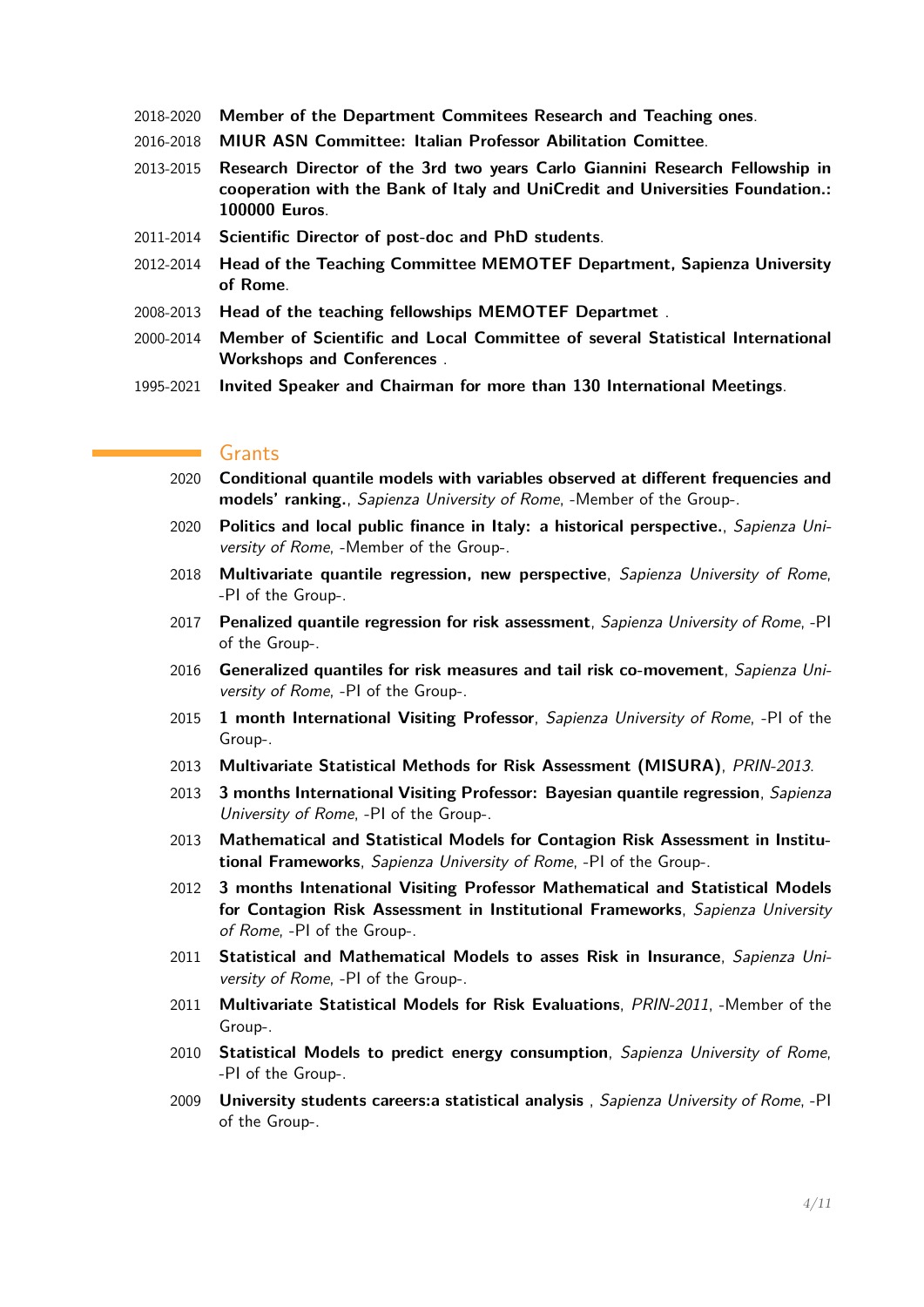2018-2020 **Member of the Department Commitees Research and Teaching ones**.

2016-2018 **MIUR ASN Committee: Italian Professor Abilitation Comittee**.

2013-2015 **Research Director of the 3rd two years Carlo Giannini Research Fellowship in cooperation with the Bank of Italy and UniCredit and Universities Foundation.: 100000 Euros**.

2011-2014 **Scientific Director of post-doc and PhD students**.

2012-2014 **Head of the Teaching Committee MEMOTEF Department, Sapienza University of Rome**.

2008-2013 **Head of the teaching fellowships MEMOTEF Departmet** .

2000-2014 **Member of Scientific and Local Committee of several Statistical International Workshops and Conferences** .

1995-2021 **Invited Speaker and Chairman for more than 130 International Meetings**.

## Grants

2020 **Conditional quantile models with variables observed at different frequencies and models' ranking.**, *Sapienza University of Rome*, -Member of the Group-.

2020 **Politics and local public finance in Italy: a historical perspective.**, *Sapienza University of Rome*, -Member of the Group-.

2018 **Multivariate quantile regression, new perspective**, *Sapienza University of Rome*, -PI of the Group-.

2017 **Penalized quantile regression for risk assessment**, *Sapienza University of Rome*, -PI of the Group-.

2016 **Generalized quantiles for risk measures and tail risk co-movement**, *Sapienza University of Rome*, -PI of the Group-.

2015 **1 month International Visiting Professor**, *Sapienza University of Rome*, -PI of the Group-.

2013 **Multivariate Statistical Methods for Risk Assessment (MISURA)**, *PRIN-2013*.

2013 **3 months International Visiting Professor: Bayesian quantile regression**, *Sapienza University of Rome*, -PI of the Group-.

2013 **Mathematical and Statistical Models for Contagion Risk Assessment in Institutional Frameworks**, *Sapienza University of Rome*, -PI of the Group-.

2012 **3 months Intenational Visiting Professor Mathematical and Statistical Models for Contagion Risk Assessment in Institutional Frameworks**, *Sapienza University of Rome*, -PI of the Group-.

2011 **Statistical and Mathematical Models to asses Risk in Insurance**, *Sapienza University of Rome*, -PI of the Group-.

2011 **Multivariate Statistical Models for Risk Evaluations**, *PRIN-2011*, -Member of the Group-.

2010 **Statistical Models to predict energy consumption**, *Sapienza University of Rome*, -PI of the Group-.

2009 **University students careers:a statistical analysis** , *Sapienza University of Rome*, -PI of the Group-.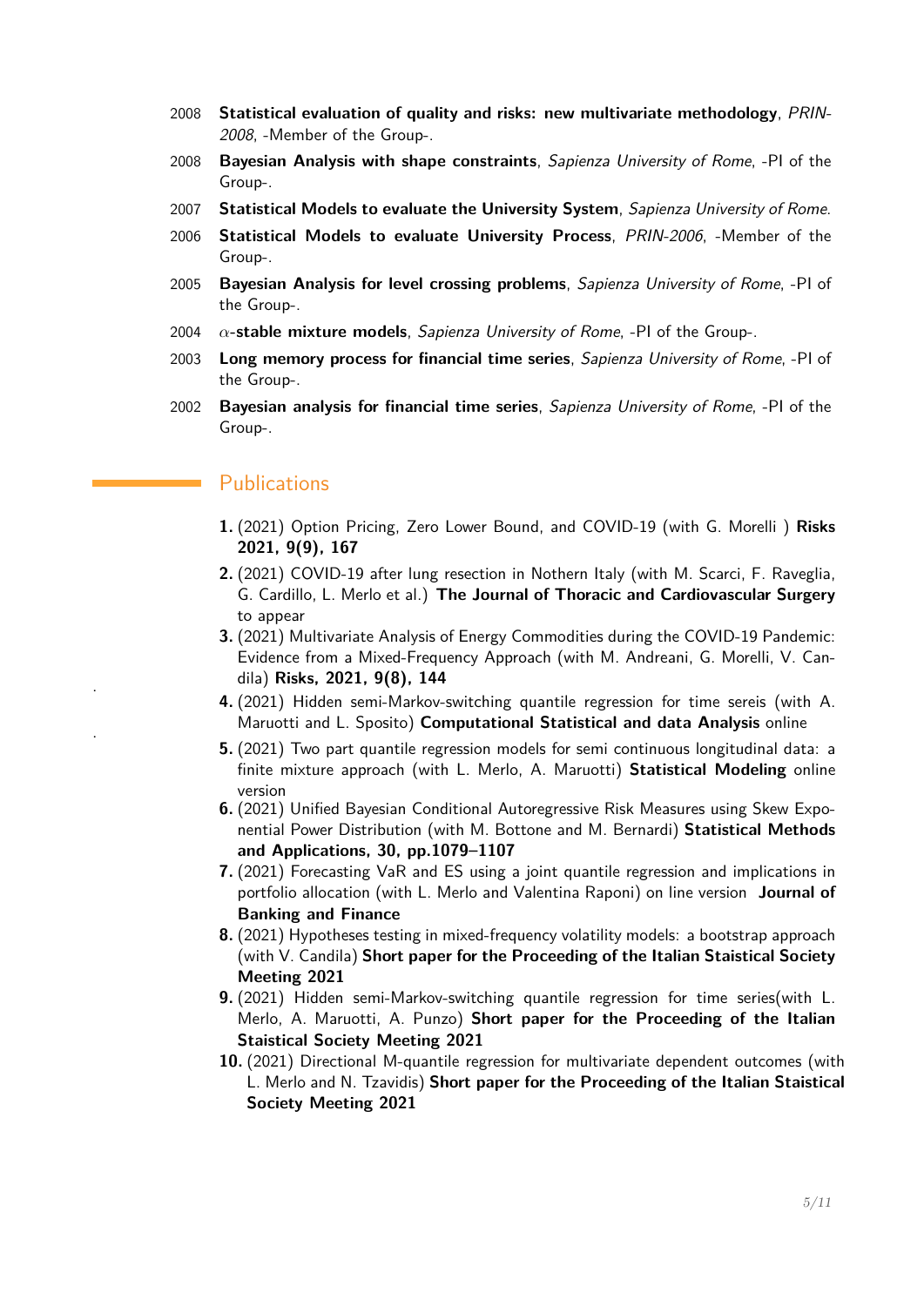2008 **Statistical evaluation of quality and risks: new multivariate methodology**, *PRIN-2008*, -Member of the Group-.

2008 **Bayesian Analysis with shape constraints**, *Sapienza University of Rome*, -PI of the Group-.

2007 **Statistical Models to evaluate the University System**, *Sapienza University of Rome.*

2006 **Statistical Models to evaluate University Process**, *PRIN-2006*, -Member of the Group-.

2005 **Bayesian Analysis for level crossing problems**, *Sapienza University of Rome*, -PI of the Group-.

2004 $\alpha$-**stable mixture models**, *Sapienza University of Rome*, -PI of the Group-.

2003 **Long memory process for financial time series**, *Sapienza University of Rome*, -PI of the Group-.

2002 **Bayesian analysis for financial time series**, *Sapienza University of Rome*, -PI of the Group-.

## Publications

1. (2021) Option Pricing, Zero Lower Bound, and COVID-19 (with G. Morelli ) **Risks 2021, 9(9), 167**
2. (2021) COVID-19 after lung resection in Nothern Italy (with M. Scarci, F. Raveglia, G. Cardillo, L. Merlo et al.) **The Journal of Thoracic and Cardiovascular Surgery** to appear
3. (2021) Multivariate Analysis of Energy Commodities during the COVID-19 Pandemic: Evidence from a Mixed-Frequency Approach (with M. Andreani, G. Morelli, V. Candila) **Risks, 2021, 9(8), 144**
4. (2021) Hidden semi-Markov-switching quantile regression for time sereis (with A. Maruotti and L. Sposito) **Computational Statistical and data Analysis** online
5. (2021) Two part quantile regression models for semi continuous longitudinal data: a finite mixture approach (with L. Merlo, A. Maruotti) **Statistical Modeling** online version
6. (2021) Unified Bayesian Conditional Autoregressive Risk Measures using Skew Exponential Power Distribution (with M. Bottone and M. Bernardi) **Statistical Methods and Applications, 30, pp.1079–1107**
7. (2021) Forecasting VaR and ES using a joint quantile regression and implications in portfolio allocation (with L. Merlo and Valentina Raponi) on line version **Journal of Banking and Finance**
8. (2021) Hypotheses testing in mixed-frequency volatility models: a bootstrap approach (with V. Candila) **Short paper for the Proceeding of the Italian Staistical Society Meeting 2021**
9. (2021) Hidden semi-Markov-switching quantile regression for time series(with L. Merlo, A. Maruotti, A. Punzo) **Short paper for the Proceeding of the Italian Staistical Society Meeting 2021**
10. (2021) Directional M-quantile regression for multivariate dependent outcomes (with L. Merlo and N. Tzavidis) **Short paper for the Proceeding of the Italian Staistical Society Meeting 2021**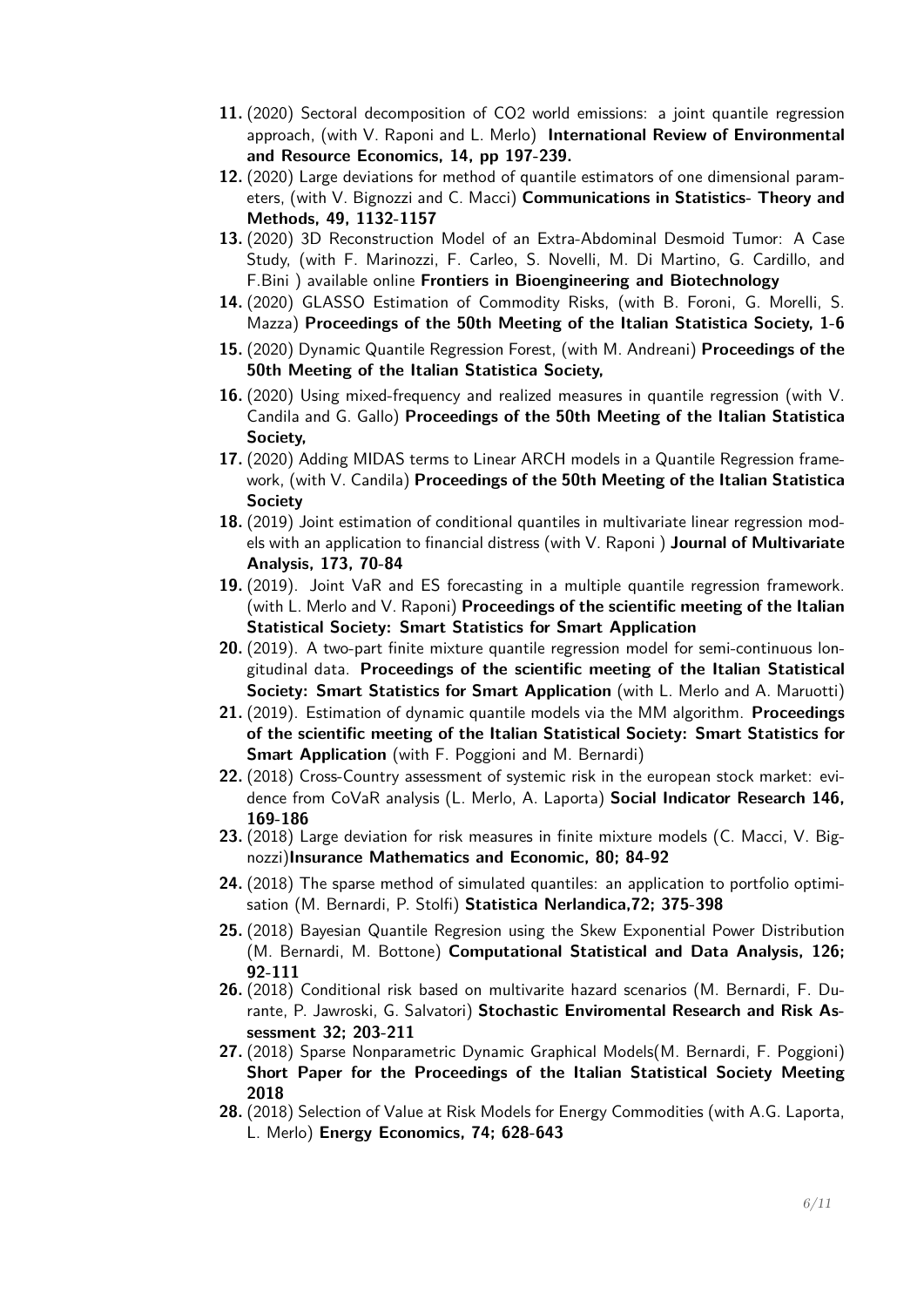11. (2020) Sectoral decomposition of $CO_2$ world emissions: a joint quantile regression approach, (with V. Raponi and L. Merlo) **International Review of Environmental and Resource Economics, 14, pp 197-239.**
12. (2020) Large deviations for method of quantile estimators of one dimensional parameters, (with V. Bignozzi and C. Macci) **Communications in Statistics- Theory and Methods, 49, 1132-1157**
13. (2020) 3D Reconstruction Model of an Extra-Abdominal Desmoid Tumor: A Case Study, (with F. Marinozzi, F. Carleo, S. Novelli, M. Di Martino, G. Cardillo, and F.Bini ) available online **Frontiers in Bioengineering and Biotechnology**
14. (2020) GLASSO Estimation of Commodity Risks, (with B. Foroni, G. Morelli, S. Mazza) **Proceedings of the 50th Meeting of the Italian Statistica Society, 1-6**
15. (2020) Dynamic Quantile Regression Forest, (with M. Andreani) **Proceedings of the 50th Meeting of the Italian Statistica Society,**
16. (2020) Using mixed-frequency and realized measures in quantile regression (with V. Candila and G. Gallo) **Proceedings of the 50th Meeting of the Italian Statistica Society,**
17. (2020) Adding MIDAS terms to Linear ARCH models in a Quantile Regression framework, (with V. Candila) **Proceedings of the 50th Meeting of the Italian Statistica Society**
18. (2019) Joint estimation of conditional quantiles in multivariate linear regression models with an application to financial distress (with V. Raponi ) **Journal of Multivariate Analysis, 173, 70-84**
19. (2019). Joint VaR and ES forecasting in a multiple quantile regression framework. (with L. Merlo and V. Raponi) **Proceedings of the scientific meeting of the Italian Statistical Society: Smart Statistics for Smart Application**
20. (2019). A two-part finite mixture quantile regression model for semi-continuous longitudinal data. **Proceedings of the scientific meeting of the Italian Statistical Society: Smart Statistics for Smart Application** (with L. Merlo and A. Maruotti)
21. (2019). Estimation of dynamic quantile models via the MM algorithm. **Proceedings of the scientific meeting of the Italian Statistical Society: Smart Statistics for Smart Application** (with F. Poggioni and M. Bernardi)
22. (2018) Cross-Country assessment of systemic risk in the european stock market: evidence from CoVaR analysis (L. Merlo, A. Laporta) **Social Indicator Research 146, 169-186**
23. (2018) Large deviation for risk measures in finite mixture models (C. Macci, V. Bignozzi)**Insurance Mathematics and Economic, 80; 84-92**
24. (2018) The sparse method of simulated quantiles: an application to portfolio optimisation (M. Bernardi, P. Stolfi) **Statistica Nerlandica,72; 375-398**
25. (2018) Bayesian Quantile Regresion using the Skew Exponential Power Distribution (M. Bernardi, M. Bottone) **Computational Statistical and Data Analysis, 126; 92-111**
26. (2018) Conditional risk based on multivarite hazard scenarios (M. Bernardi, F. Durante, P. Jawroski, G. Salvatori) **Stochastic Enviromental Research and Risk Assessment 32; 203-211**
27. (2018) Sparse Nonparametric Dynamic Graphical Models(M. Bernardi, F. Poggioni) **Short Paper for the Proceedings of the Italian Statistical Society Meeting 2018**
28. (2018) Selection of Value at Risk Models for Energy Commodities (with A.G. Laporta, L. Merlo) **Energy Economics, 74; 628-643**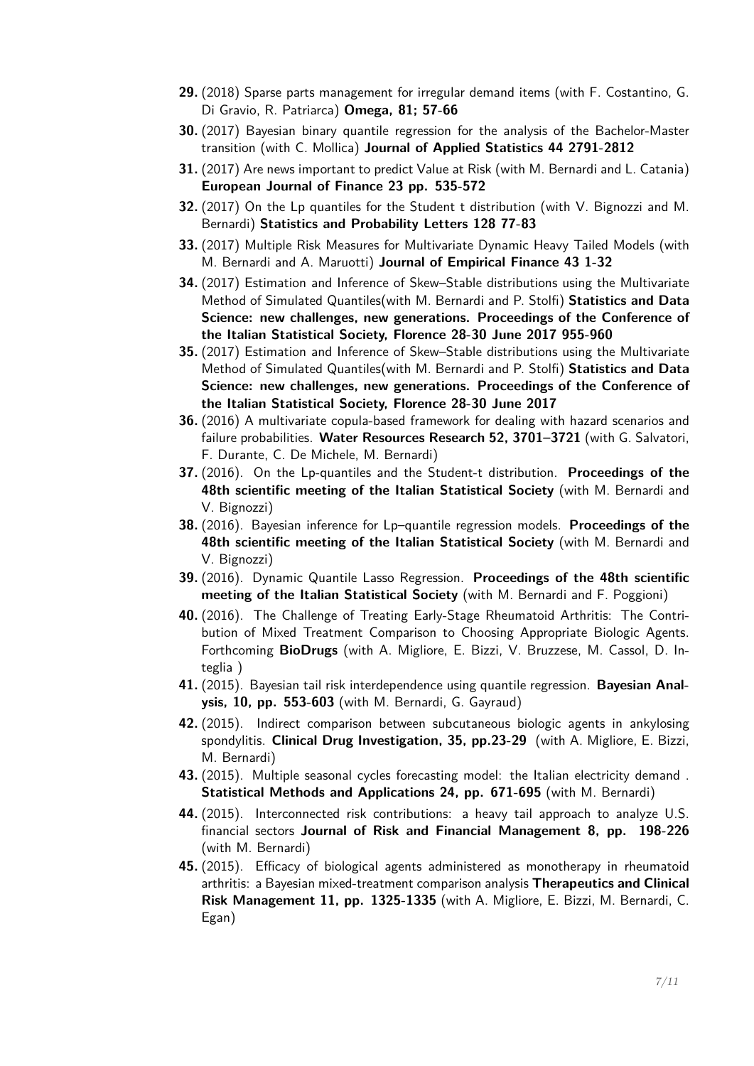29. (2018) Sparse parts management for irregular demand items (with F. Costantino, G. Di Gravio, R. Patriarca) **Omega, 81; 57-66**
30. (2017) Bayesian binary quantile regression for the analysis of the Bachelor-Master transition (with C. Mollica) **Journal of Applied Statistics 44 2791-2812**
31. (2017) Are news important to predict Value at Risk (with M. Bernardi and L. Catania) **European Journal of Finance 23 pp. 535-572**
32. (2017) On the Lp quantiles for the Student t distribution (with V. Bignozzi and M. Bernardi) **Statistics and Probability Letters 128 77-83**
33. (2017) Multiple Risk Measures for Multivariate Dynamic Heavy Tailed Models (with M. Bernardi and A. Maruotti) **Journal of Empirical Finance 43 1-32**
34. (2017) Estimation and Inference of Skew–Stable distributions using the Multivariate Method of Simulated Quantiles(with M. Bernardi and P. Stolfi) **Statistics and Data Science: new challenges, new generations. Proceedings of the Conference of the Italian Statistical Society, Florence 28-30 June 2017 955-960**
35. (2017) Estimation and Inference of Skew–Stable distributions using the Multivariate Method of Simulated Quantiles(with M. Bernardi and P. Stolfi) **Statistics and Data Science: new challenges, new generations. Proceedings of the Conference of the Italian Statistical Society, Florence 28-30 June 2017**
36. (2016) A multivariate copula-based framework for dealing with hazard scenarios and failure probabilities. **Water Resources Research 52, 3701–3721** (with G. Salvatori, F. Durante, C. De Michele, M. Bernardi)
37. (2016). On the Lp-quantiles and the Student-t distribution. **Proceedings of the 48th scientific meeting of the Italian Statistical Society** (with M. Bernardi and V. Bignozzi)
38. (2016). Bayesian inference for Lp–quantile regression models. **Proceedings of the 48th scientific meeting of the Italian Statistical Society** (with M. Bernardi and V. Bignozzi)
39. (2016). Dynamic Quantile Lasso Regression. **Proceedings of the 48th scientific meeting of the Italian Statistical Society** (with M. Bernardi and F. Poggioni)
40. (2016). The Challenge of Treating Early-Stage Rheumatoid Arthritis: The Contribution of Mixed Treatment Comparison to Choosing Appropriate Biologic Agents. Forthcoming **BioDrugs** (with A. Migliore, E. Bizzi, V. Bruzzese, M. Cassol, D. Integlia )
41. (2015). Bayesian tail risk interdependence using quantile regression. **Bayesian Analysis, 10, pp. 553-603** (with M. Bernardi, G. Gayraud)
42. (2015). Indirect comparison between subcutaneous biologic agents in ankylosing spondylitis. **Clinical Drug Investigation, 35, pp.23-29** (with A. Migliore, E. Bizzi, M. Bernardi)
43. (2015). Multiple seasonal cycles forecasting model: the Italian electricity demand . **Statistical Methods and Applications 24, pp. 671-695** (with M. Bernardi)
44. (2015). Interconnected risk contributions: a heavy tail approach to analyze U.S. financial sectors **Journal of Risk and Financial Management 8, pp. 198-226** (with M. Bernardi)
45. (2015). Efficacy of biological agents administered as monotherapy in rheumatoid arthritis: a Bayesian mixed-treatment comparison analysis **Therapeutics and Clinical Risk Management 11, pp. 1325-1335** (with A. Migliore, E. Bizzi, M. Bernardi, C. Egan)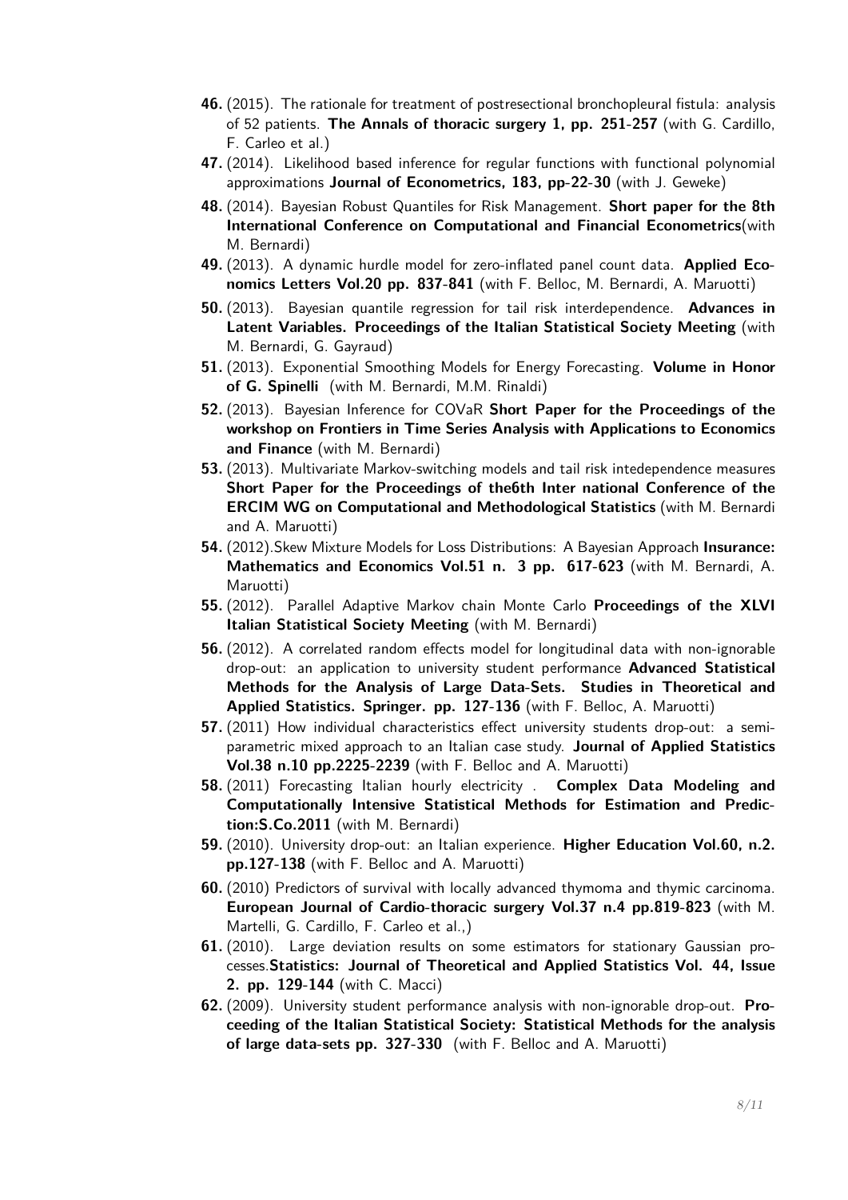46. (2015). The rationale for treatment of postresectional bronchopleural fistula: analysis of 52 patients. **The Annals of thoracic surgery 1, pp. 251-257** (with G. Cardillo, F. Carleo et al.)

47. (2014). Likelihood based inference for regular functions with functional polynomial approximations **Journal of Econometrics, 183, pp-22-30** (with J. Geweke)

48. (2014). Bayesian Robust Quantiles for Risk Management. **Short paper for the 8th International Conference on Computational and Financial Econometrics**(with M. Bernardi)

49. (2013). A dynamic hurdle model for zero-inflated panel count data. **Applied Economics Letters Vol.20 pp. 837-841** (with F. Belloc, M. Bernardi, A. Maruotti)

50. (2013). Bayesian quantile regression for tail risk interdependence. **Advances in Latent Variables. Proceedings of the Italian Statistical Society Meeting** (with M. Bernardi, G. Gayraud)

51. (2013). Exponential Smoothing Models for Energy Forecasting. **Volume in Honor of G. Spinelli** (with M. Bernardi, M.M. Rinaldi)

52. (2013). Bayesian Inference for COVaR **Short Paper for the Proceedings of the workshop on Frontiers in Time Series Analysis with Applications to Economics and Finance** (with M. Bernardi)

53. (2013). Multivariate Markov-switching models and tail risk intedependence measures **Short Paper for the Proceedings of the6th Inter national Conference of the ERCIM WG on Computational and Methodological Statistics** (with M. Bernardi and A. Maruotti)

54. (2012).Skew Mixture Models for Loss Distributions: A Bayesian Approach **Insurance: Mathematics and Economics Vol.51 n. 3 pp. 617-623** (with M. Bernardi, A. Maruotti)

55. (2012). Parallel Adaptive Markov chain Monte Carlo **Proceedings of the XLVI Italian Statistical Society Meeting** (with M. Bernardi)

56. (2012). A correlated random effects model for longitudinal data with non-ignorable drop-out: an application to university student performance **Advanced Statistical Methods for the Analysis of Large Data-Sets. Studies in Theoretical and Applied Statistics. Springer. pp. 127-136** (with F. Belloc, A. Maruotti)

57. (2011) How individual characteristics effect university students drop-out: a semiparametric mixed approach to an Italian case study. **Journal of Applied Statistics Vol.38 n.10 pp.2225-2239** (with F. Belloc and A. Maruotti)

58. (2011) Forecasting Italian hourly electricity . **Complex Data Modeling and Computationally Intensive Statistical Methods for Estimation and Prediction:S.Co.2011** (with M. Bernardi)

59. (2010). University drop-out: an Italian experience. **Higher Education Vol.60, n.2. pp.127-138** (with F. Belloc and A. Maruotti)

60. (2010) Predictors of survival with locally advanced thymoma and thymic carcinoma. **European Journal of Cardio-thoracic surgery Vol.37 n.4 pp.819-823** (with M. Martelli, G. Cardillo, F. Carleo et al.,)

61. (2010). Large deviation results on some estimators for stationary Gaussian processes.**Statistics: Journal of Theoretical and Applied Statistics Vol. 44, Issue 2. pp. 129-144** (with C. Macci)

62. (2009). University student performance analysis with non-ignorable drop-out. **Proceeding of the Italian Statistical Society: Statistical Methods for the analysis of large data-sets pp. 327-330** (with F. Belloc and A. Maruotti)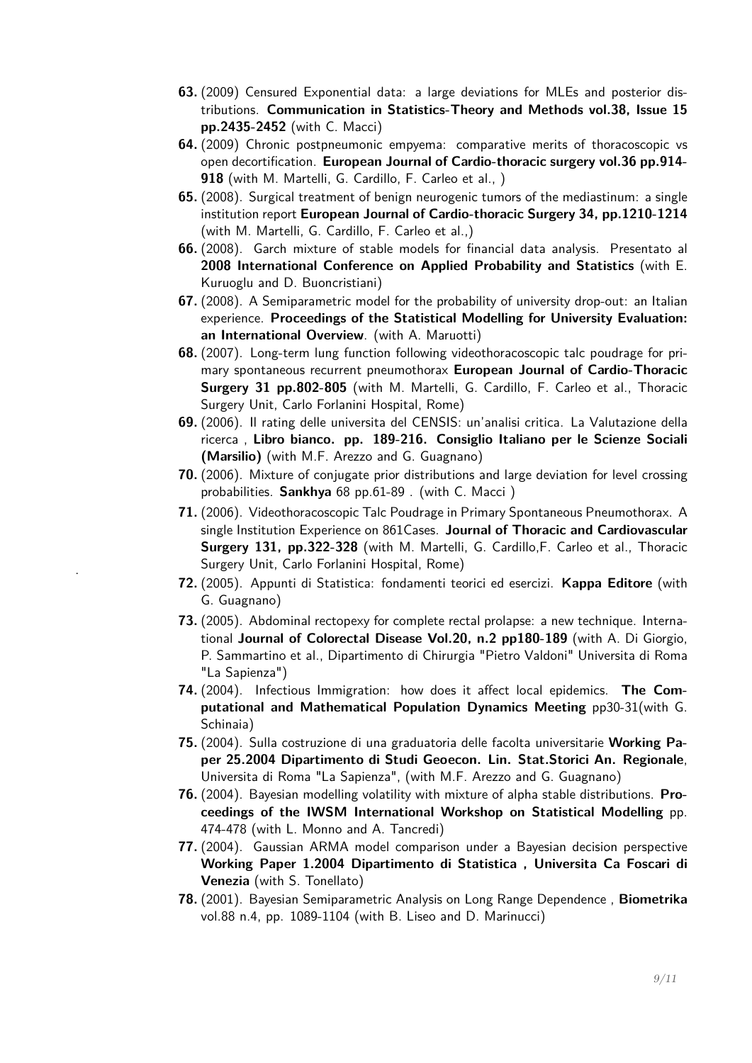63. (2009) Censured Exponential data: a large deviations for MLEs and posterior distributions. **Communication in Statistics-Theory and Methods vol.38, Issue 15 pp.2435-2452** (with C. Macci)
64. (2009) Chronic postpneumonic empyema: comparative merits of thoracoscopic vs open decortification. **European Journal of Cardio-thoracic surgery vol.36 pp.914-918** (with M. Martelli, G. Cardillo, F. Carleo et al., )
65. (2008). Surgical treatment of benign neurogenic tumors of the mediastinum: a single institution report **European Journal of Cardio-thoracic Surgery 34, pp.1210-1214** (with M. Martelli, G. Cardillo, F. Carleo et al.,)
66. (2008). Garch mixture of stable models for financial data analysis. Presentato al **2008 International Conference on Applied Probability and Statistics** (with E. Kuruoglu and D. Buoncristiani)
67. (2008). A Semiparametric model for the probability of university drop-out: an Italian experience. **Proceedings of the Statistical Modelling for University Evaluation: an International Overview**. (with A. Maruotti)
68. (2007). Long-term lung function following videothoracoscopic talc poudrage for primary spontaneous recurrent pneumothorax **European Journal of Cardio-Thoracic Surgery 31 pp.802-805** (with M. Martelli, G. Cardillo, F. Carleo et al., Thoracic Surgery Unit, Carlo Forlanini Hospital, Rome)
69. (2006). Il rating delle universita del CENSIS: un'analisi critica. La Valutazione della ricerca , **Libro bianco. pp. 189-216. Consiglio Italiano per le Scienze Sociali (Marsilio)** (with M.F. Arezzo and G. Guagnano)
70. (2006). Mixture of conjugate prior distributions and large deviation for level crossing probabilities. **Sankhya** 68 pp.61-89 . (with C. Macci )
71. (2006). Videothoracoscopic Talc Poudrage in Primary Spontaneous Pneumothorax. A single Institution Experience on 861Cases. **Journal of Thoracic and Cardiovascular Surgery 131, pp.322-328** (with M. Martelli, G. Cardillo,F. Carleo et al., Thoracic Surgery Unit, Carlo Forlanini Hospital, Rome)
72. (2005). Appunti di Statistica: fondamenti teorici ed esercizi. **Kappa Editore** (with G. Guagnano)
73. (2005). Abdominal rectopexy for complete rectal prolapse: a new technique. International **Journal of Colorectal Disease Vol.20, n.2 pp180-189** (with A. Di Giorgio, P. Sammartino et al., Dipartimento di Chirurgia "Pietro Valdoni" Universita di Roma "La Sapienza")
74. (2004). Infectious Immigration: how does it affect local epidemics. **The Computational and Mathematical Population Dynamics Meeting** pp30-31(with G. Schinaia)
75. (2004). Sulla costruzione di una graduatoria delle facolta universitarie **Working Paper 25.2004 Dipartimento di Studi Geoecon. Lin. Stat.Storici An. Regionale**, Universita di Roma "La Sapienza", (with M.F. Arezzo and G. Guagnano)
76. (2004). Bayesian modelling volatility with mixture of alpha stable distributions. **Proceedings of the IWSM International Workshop on Statistical Modelling** pp. 474-478 (with L. Monno and A. Tancredi)
77. (2004). Gaussian ARMA model comparison under a Bayesian decision perspective **Working Paper 1.2004 Dipartimento di Statistica , Universita Ca Foscari di Venezia** (with S. Tonellato)
78. (2001). Bayesian Semiparametric Analysis on Long Range Dependence , **Biometrika** vol.88 n.4, pp. 1089-1104 (with B. Liseo and D. Marinucci)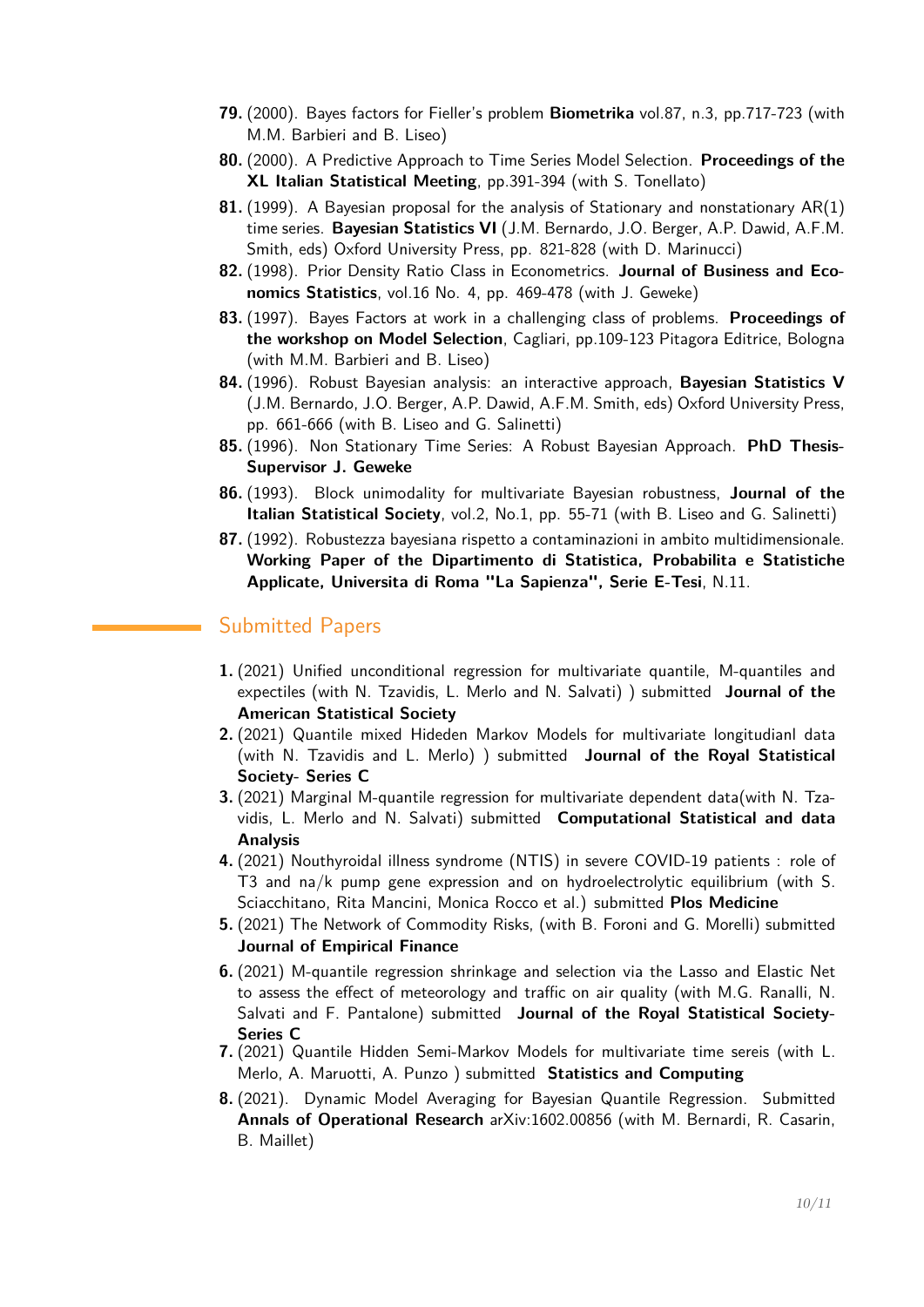79. (2000). Bayes factors for Fieller's problem **Biometrika** vol.87, n.3, pp.717-723 (with M.M. Barbieri and B. Liseo)

80. (2000). A Predictive Approach to Time Series Model Selection. **Proceedings of the XL Italian Statistical Meeting**, pp.391-394 (with S. Tonellato)

81. (1999). A Bayesian proposal for the analysis of Stationary and nonstationary AR(1) time series. **Bayesian Statistics VI** (J.M. Bernardo, J.O. Berger, A.P. Dawid, A.F.M. Smith, eds) Oxford University Press, pp. 821-828 (with D. Marinucci)

82. (1998). Prior Density Ratio Class in Econometrics. **Journal of Business and Economics Statistics**, vol.16 No. 4, pp. 469-478 (with J. Geweke)

83. (1997). Bayes Factors at work in a challenging class of problems. **Proceedings of the workshop on Model Selection**, Cagliari, pp.109-123 Pitagora Editrice, Bologna (with M.M. Barbieri and B. Liseo)

84. (1996). Robust Bayesian analysis: an interactive approach, **Bayesian Statistics V** (J.M. Bernardo, J.O. Berger, A.P. Dawid, A.F.M. Smith, eds) Oxford University Press, pp. 661-666 (with B. Liseo and G. Salinetti)

85. (1996). Non Stationary Time Series: A Robust Bayesian Approach. **PhD Thesis-Supervisor J. Geweke**

86. (1993). Block unimodality for multivariate Bayesian robustness, **Journal of the Italian Statistical Society**, vol.2, No.1, pp. 55-71 (with B. Liseo and G. Salinetti)

87. (1992). Robustezza bayesiana rispetto a contaminazioni in ambito multidimensionale. **Working Paper of the Dipartimento di Statistica, Probabilita e Statistiche Applicate, Universita di Roma "La Sapienza", Serie E-Tesi**, N.11.

## Submitted Papers

1. (2021) Unified unconditional regression for multivariate quantile, M-quantiles and expectiles (with N. Tzavidis, L. Merlo and N. Salvati) ) submitted **Journal of the American Statistical Society**

2. (2021) Quantile mixed Hideden Markov Models for multivariate longitudianl data (with N. Tzavidis and L. Merlo) ) submitted **Journal of the Royal Statistical Society- Series C**

3. (2021) Marginal M-quantile regression for multivariate dependent data(with N. Tzavidis, L. Merlo and N. Salvati) submitted **Computational Statistical and data Analysis**

4. (2021) Nouthyroidal illness syndrome (NTIS) in severe COVID-19 patients : role of T3 and na/k pump gene expression and on hydroelectrolytic equilibrium (with S. Sciacchitano, Rita Mancini, Monica Rocco et al.) submitted **Plos Medicine**

5. (2021) The Network of Commodity Risks, (with B. Foroni and G. Morelli) submitted **Journal of Empirical Finance**

6. (2021) M-quantile regression shrinkage and selection via the Lasso and Elastic Net to assess the effect of meteorology and traffic on air quality (with M.G. Ranalli, N. Salvati and F. Pantalone) submitted **Journal of the Royal Statistical Society-Series C**

7. (2021) Quantile Hidden Semi-Markov Models for multivariate time sereis (with L. Merlo, A. Maruotti, A. Punzo ) submitted **Statistics and Computing**

8. (2021). Dynamic Model Averaging for Bayesian Quantile Regression. Submitted **Annals of Operational Research** arXiv:1602.00856 (with M. Bernardi, R. Casarin, B. Maillet)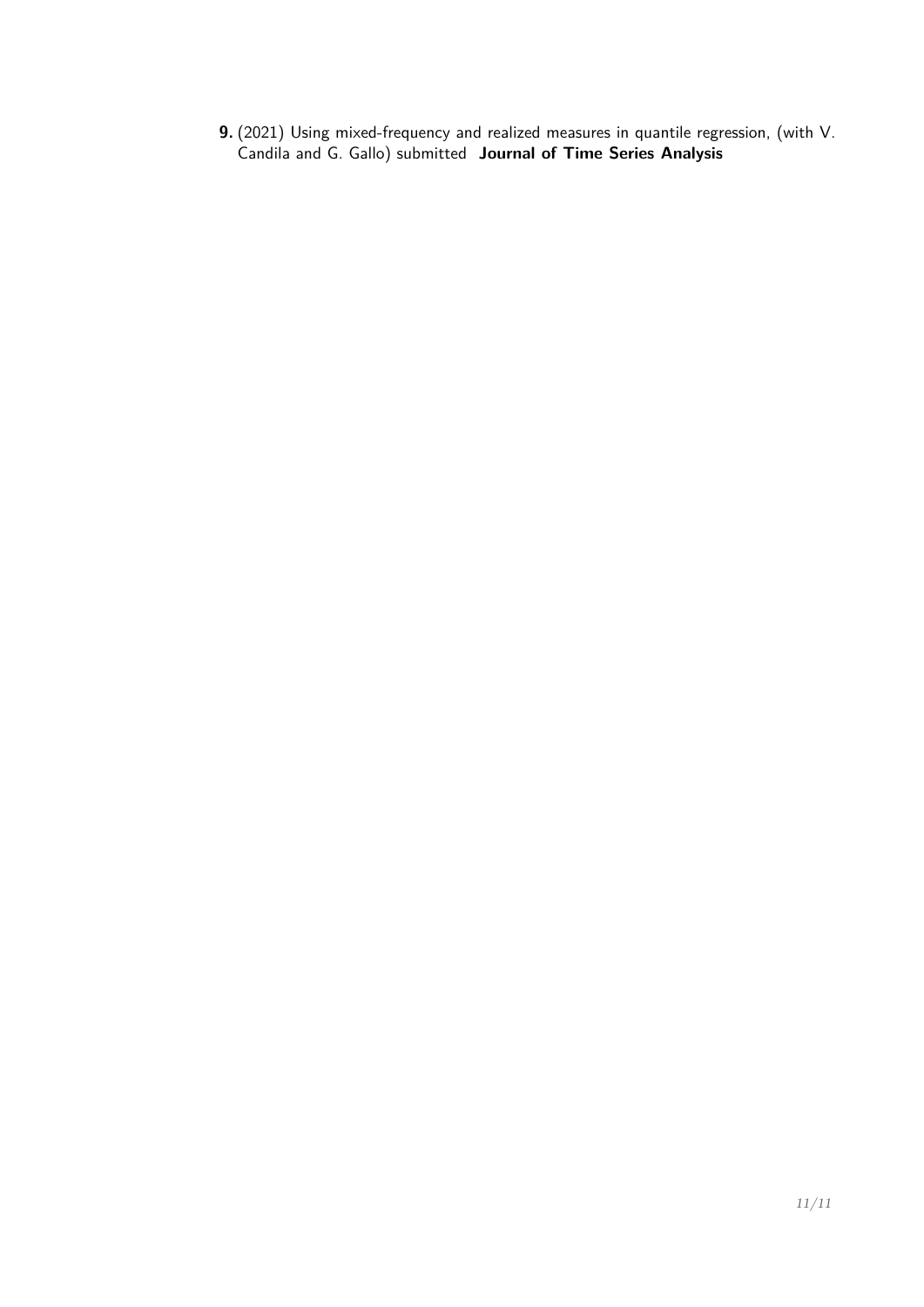**9.** (2021) Using mixed-frequency and realized measures in quantile regression, (with V. Candila and G. Gallo) submitted **Journal of Time Series Analysis**